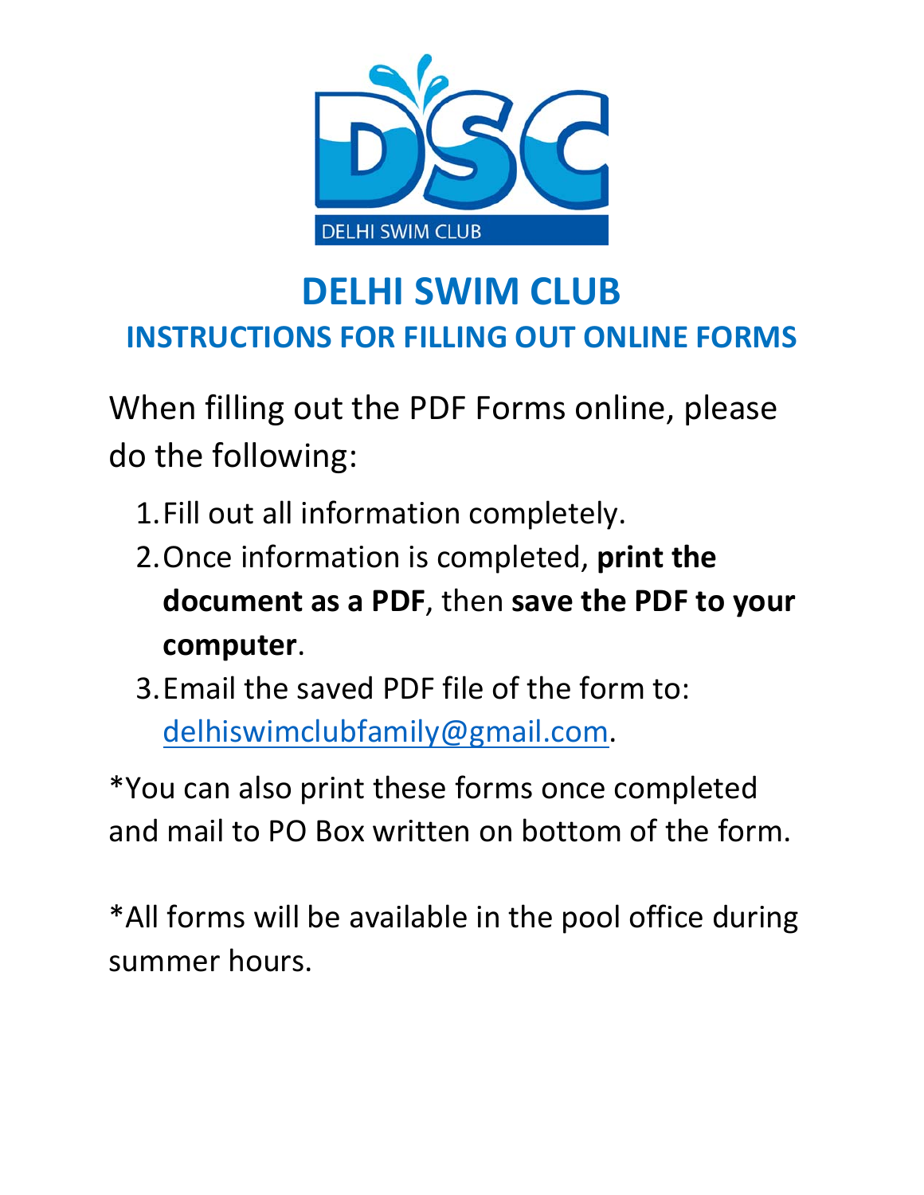# DELHI SWIM CLUB

## INSTRUCTIONS FOR FILLING OUT ONLINE FORMS

When filling out the PDF Forms online, please do the following:

1. Fill out all information completely.
2. Once information is completed, **print the document as a PDF**, then **save the PDF to your computer**.
3. Email the saved PDF file of the form to: delhiswimclubfamily@gmail.com.

*You can also print these forms once completed and mail to PO Box written on bottom of the form.

*All forms will be available in the pool office during summer hours.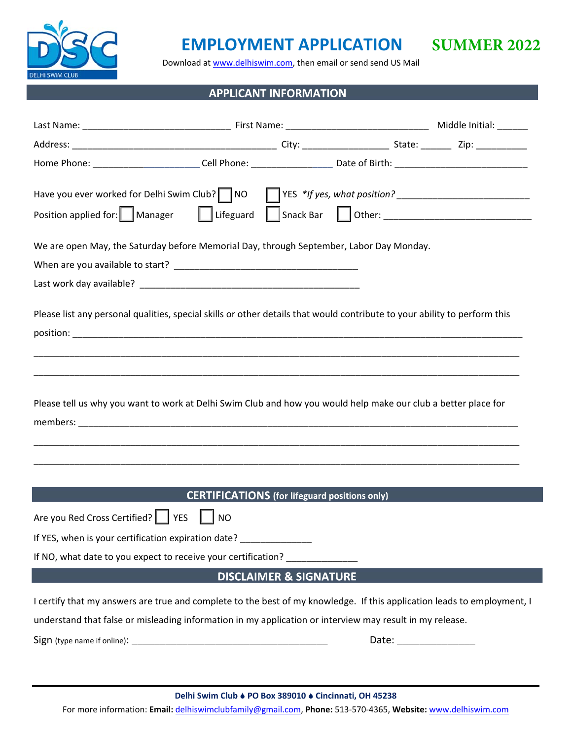DELHI SWIM CLUB

# EMPLOYMENT APPLICATION SUMMER 2022

Download at www.delhiswim.com, then email or send send US Mail

## APPLICANT INFORMATION

Last Name: ____________________________ First Name: ___________________________ Middle Initial: ______

Address: _______________________________________ City: ________________ State: ______ Zip: __________

Home Phone: ____________________ Cell Phone: ________________ Date of Birth: _________________________

Have you ever worked for Delhi Swim Club? ☐ NO ☐ YES *\*If yes, what position?* _________________________

Position applied for: ☐ Manager ☐ Lifeguard ☐ Snack Bar ☐ Other: ____________________________

We are open May, the Saturday before Memorial Day, through September, Labor Day Monday.

When are you available to start? ___________________________________

Last work day available? __________________________________________

Please list any personal qualities, special skills or other details that would contribute to your ability to perform this position: ____________________________________________________________________________________

______________________________________________________________________________________________

______________________________________________________________________________________________

Please tell us why you want to work at Delhi Swim Club and how you would help make our club a better place for members: ______________________________________________________________________________

______________________________________________________________________________________________

______________________________________________________________________________________________

## CERTIFICATIONS (for lifeguard positions only)

Are you Red Cross Certified? ☐ YES ☐ NO

If YES, when is your certification expiration date? _____________

If NO, what date to you expect to receive your certification? _____________

## DISCLAIMER & SIGNATURE

I certify that my answers are true and complete to the best of my knowledge. If this application leads to employment, I understand that false or misleading information in my application or interview may result in my release.

Sign (type name if online): ______________________________________ Date: _______________

**Delhi Swim Club ♦ PO Box 389010 ♦ Cincinnati, OH 45238**

For more information: **Email:** delhiswimclubfamily@gmail.com, **Phone:** 513-570-4365, **Website:** www.delhiswim.com